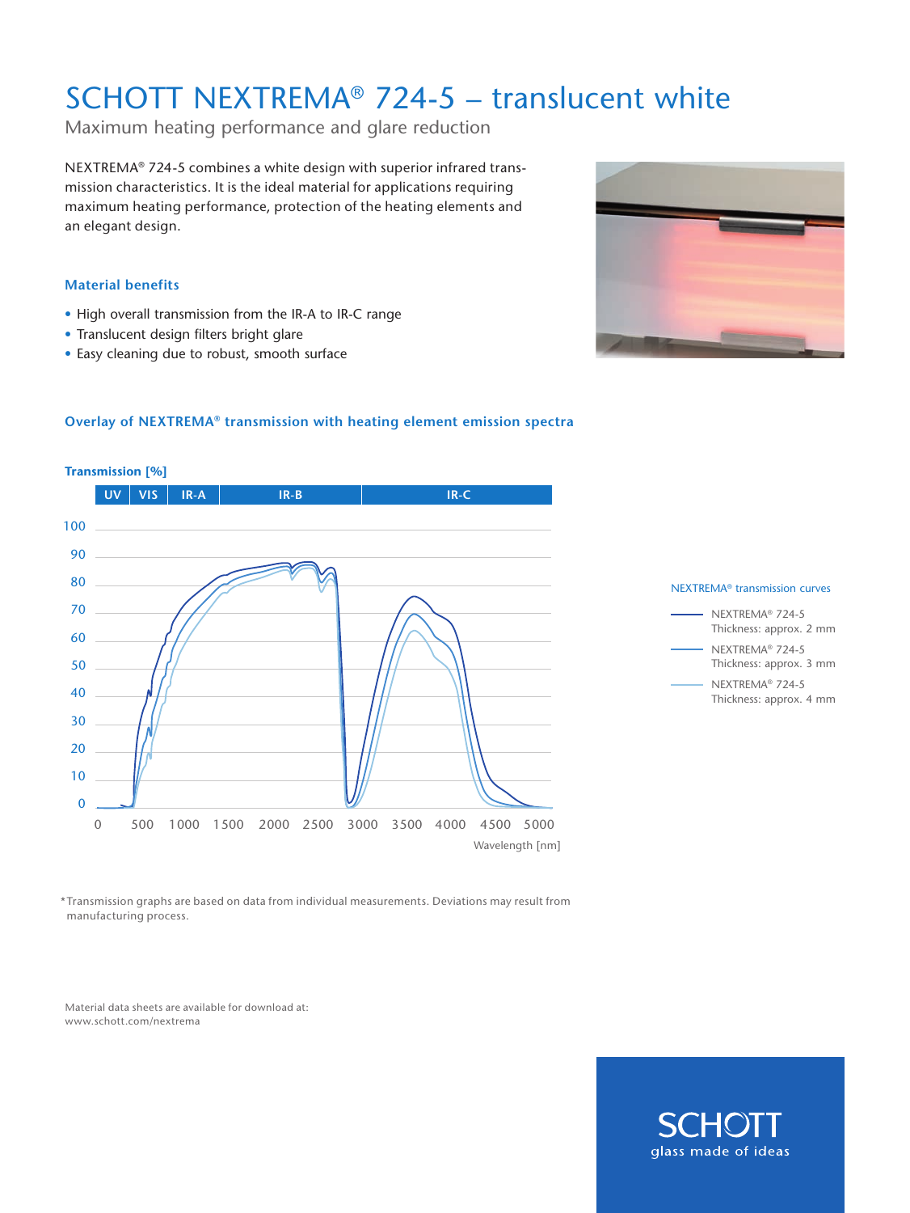# SCHOTT NEXTREMA® 724-5 – translucent white

Maximum heating performance and glare reduction

NEXTREMA® 724-5 combines a white design with superior infrared transmission characteristics. It is the ideal material for applications requiring maximum heating performance, protection of the heating elements and an elegant design.

### Material benefits

- High overall transmission from the IR-A to IR-C range
- Translucent design filters bright glare
- Easy cleaning due to robust, smooth surface

### Overlay of NEXTREMA® transmission with heating element emission spectra

**Transmission [%]**

UV | VIS | IR-A | IR-B | IR-C

100, 90, 80, 70, 60, 50, 40, 30, 20, 10, 0

0 500 1000 1500 2000 2500 3000 3500 4000 4500 5000

Wavelength [nm]

NEXTREMA® transmission curves

- NEXTREMA® 724-5 Thickness: approx. 2 mm
- NEXTREMA® 724-5 Thickness: approx. 3 mm
- NEXTREMA® 724-5 Thickness: approx. 4 mm

*Transmission graphs are based on data from individual measurements. Deviations may result from manufacturing process.

Material data sheets are available for download at:
www.schott.com/nextrema

SCHOTT
glass made of ideas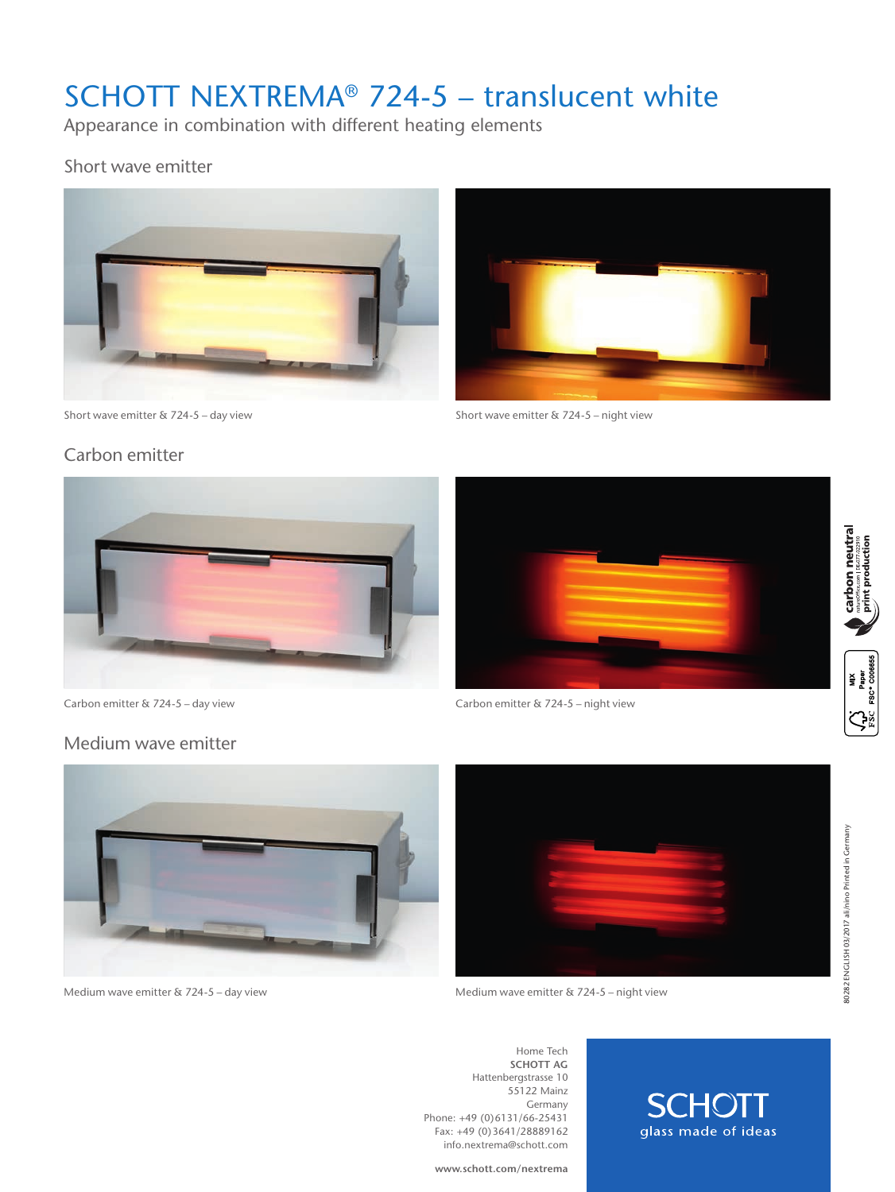# SCHOTT NEXTREMA® 724-5 – translucent white

Appearance in combination with different heating elements

## Short wave emitter

Short wave emitter & 724-5 – day view

Short wave emitter & 724-5 – night view

## Carbon emitter

Carbon emitter & 724-5 – day view

Carbon emitter & 724-5 – night view

## Medium wave emitter

Medium wave emitter & 724-5 – day view

Medium wave emitter & 724-5 – night view

Home Tech
**SCHOTT AG**
Hattenbergstrasse 10
55122 Mainz
Germany
Phone: +49 (0)6131/66-25431
Fax: +49 (0)3641/28889162
info.nextrema@schott.com

**www.schott.com/nextrema**

SCHOTT
glass made of ideas

80282 ENGLISH 03/2017 ali/nino Printed in Germany